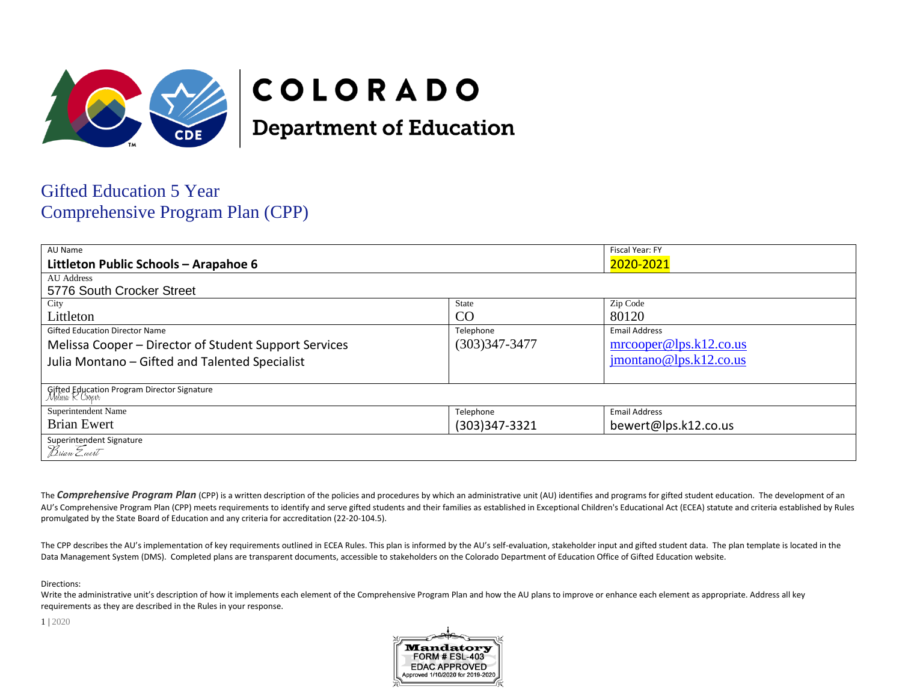# COLORADO
## Department of Education

# Gifted Education 5 Year Comprehensive Program Plan (CPP)

| AU Name<br>**Littleton Public Schools – Arapahoe 6** | | Fiscal Year: FY<br>2020-2021 |
|---|---|---|
| AU Address<br>5776 South Crocker Street | | |
| City<br>Littleton | State<br>CO | Zip Code<br>80120 |
| Gifted Education Director Name<br>Melissa Cooper – Director of Student Support Services<br>Julia Montano – Gifted and Talented Specialist | Telephone<br>(303)347-3477 | Email Address<br>mrcooper@lps.k12.co.us<br>jmontano@lps.k12.co.us |
| Gifted Education Program Director Signature<br>*Melissa R Cooper* | | |
| Superintendent Name<br>Brian Ewert | Telephone<br>(303)347-3321 | Email Address<br>bewert@lps.k12.co.us |
| Superintendent Signature<br>*Brian Ewert* | | |

The ***Comprehensive Program Plan*** (CPP) is a written description of the policies and procedures by which an administrative unit (AU) identifies and programs for gifted student education. The development of an AU's Comprehensive Program Plan (CPP) meets requirements to identify and serve gifted students and their families as established in Exceptional Children's Educational Act (ECEA) statute and criteria established by Rules promulgated by the State Board of Education and any criteria for accreditation (22-20-104.5).

The CPP describes the AU's implementation of key requirements outlined in ECEA Rules. This plan is informed by the AU's self-evaluation, stakeholder input and gifted student data. The plan template is located in the Data Management System (DMS). Completed plans are transparent documents, accessible to stakeholders on the Colorado Department of Education Office of Gifted Education website.

Directions:
Write the administrative unit's description of how it implements each element of the Comprehensive Program Plan and how the AU plans to improve or enhance each element as appropriate. Address all key requirements as they are described in the Rules in your response.

Mandatory
FORM # ESL-403
EDAC APPROVED
Approved 1/10/2020 for 2019-2020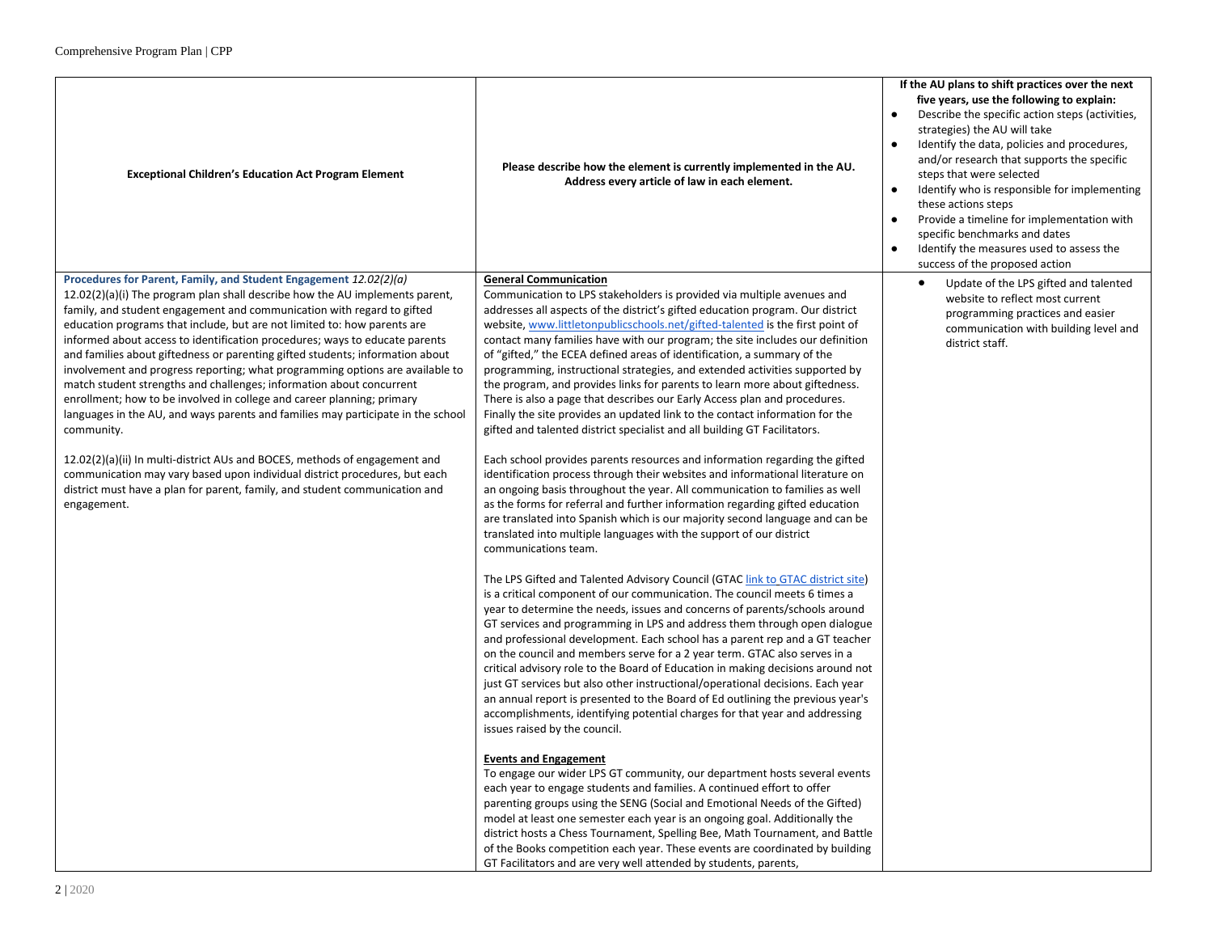| Exceptional Children's Education Act Program Element | Please describe how the element is currently implemented in the AU. Address every article of law in each element. | If the AU plans to shift practices over the next five years, use the following to explain: <br>• Describe the specific action steps (activities, strategies) the AU will take <br>• Identify the data, policies and procedures, and/or research that supports the specific steps that were selected <br>• Identify who is responsible for implementing these actions steps <br>• Provide a timeline for implementation with specific benchmarks and dates <br>• Identify the measures used to assess the success of the proposed action |
|---|---|---|
| **Procedures for Parent, Family, and Student Engagement** *12.02(2)(a)* <br>12.02(2)(a)(i) The program plan shall describe how the AU implements parent, family, and student engagement and communication with regard to gifted education programs that include, but are not limited to: how parents are informed about access to identification procedures; ways to educate parents and families about giftedness or parenting gifted students; information about involvement and progress reporting; what programming options are available to match student strengths and challenges; information about concurrent enrollment; how to be involved in college and career planning; primary languages in the AU, and ways parents and families may participate in the school community. <br><br>12.02(2)(a)(ii) In multi-district AUs and BOCES, methods of engagement and communication may vary based upon individual district procedures, but each district must have a plan for parent, family, and student communication and engagement. | **General Communication** <br>Communication to LPS stakeholders is provided via multiple avenues and addresses all aspects of the district's gifted education program. Our district website, www.littletonpublicschools.net/gifted-talented is the first point of contact many families have with our program; the site includes our definition of "gifted," the ECEA defined areas of identification, a summary of the programming, instructional strategies, and extended activities supported by the program, and provides links for parents to learn more about giftedness. There is also a page that describes our Early Access plan and procedures. Finally the site provides an updated link to the contact information for the gifted and talented district specialist and all building GT Facilitators. <br><br>Each school provides parents resources and information regarding the gifted identification process through their websites and informational literature on an ongoing basis throughout the year. All communication to families as well as the forms for referral and further information regarding gifted education are translated into Spanish which is our majority second language and can be translated into multiple languages with the support of our district communications team. <br><br>The LPS Gifted and Talented Advisory Council (GTAC link to GTAC district site) is a critical component of our communication. The council meets 6 times a year to determine the needs, issues and concerns of parents/schools around GT services and programming in LPS and address them through open dialogue and professional development. Each school has a parent rep and a GT teacher on the council and members serve for a 2 year term. GTAC also serves in a critical advisory role to the Board of Education in making decisions around not just GT services but also other instructional/operational decisions. Each year an annual report is presented to the Board of Ed outlining the previous year's accomplishments, identifying potential charges for that year and addressing issues raised by the council. <br><br>**Events and Engagement** <br>To engage our wider LPS GT community, our department hosts several events each year to engage students and families. A continued effort to offer parenting groups using the SENG (Social and Emotional Needs of the Gifted) model at least one semester each year is an ongoing goal. Additionally the district hosts a Chess Tournament, Spelling Bee, Math Tournament, and Battle of the Books competition each year. These events are coordinated by building GT Facilitators and are very well attended by students, parents, | • Update of the LPS gifted and talented website to reflect most current programming practices and easier communication with building level and district staff. |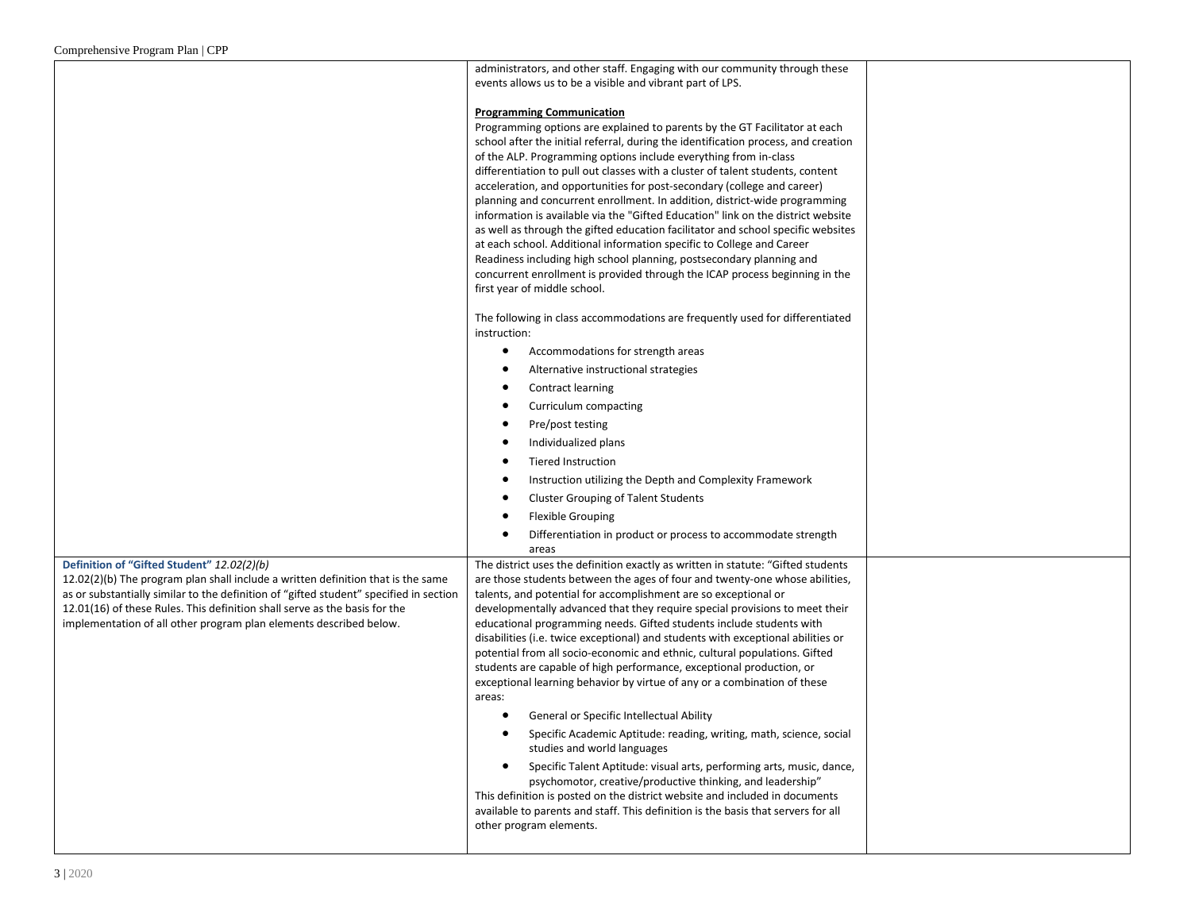| | | |
|---|---|---|
| | administrators, and other staff. Engaging with our community through these events allows us to be a visible and vibrant part of LPS.<br><br>**Programming Communication**<br>Programming options are explained to parents by the GT Facilitator at each school after the initial referral, during the identification process, and creation of the ALP. Programming options include everything from in-class differentiation to pull out classes with a cluster of talent students, content acceleration, and opportunities for post-secondary (college and career) planning and concurrent enrollment. In addition, district-wide programming information is available via the "Gifted Education" link on the district website as well as through the gifted education facilitator and school specific websites at each school. Additional information specific to College and Career Readiness including high school planning, postsecondary planning and concurrent enrollment is provided through the ICAP process beginning in the first year of middle school.<br><br>The following in class accommodations are frequently used for differentiated instruction:<br>• Accommodations for strength areas<br>• Alternative instructional strategies<br>• Contract learning<br>• Curriculum compacting<br>• Pre/post testing<br>• Individualized plans<br>• Tiered Instruction<br>• Instruction utilizing the Depth and Complexity Framework<br>• Cluster Grouping of Talent Students<br>• Flexible Grouping<br>• Differentiation in product or process to accommodate strength areas | |
| **Definition of "Gifted Student"** *12.02(2)(b)*<br>12.02(2)(b) The program plan shall include a written definition that is the same as or substantially similar to the definition of "gifted student" specified in section 12.01(16) of these Rules. This definition shall serve as the basis for the implementation of all other program plan elements described below. | The district uses the definition exactly as written in statute: "Gifted students are those students between the ages of four and twenty-one whose abilities, talents, and potential for accomplishment are so exceptional or developmentally advanced that they require special provisions to meet their educational programming needs. Gifted students include students with disabilities (i.e. twice exceptional) and students with exceptional abilities or potential from all socio-economic and ethnic, cultural populations. Gifted students are capable of high performance, exceptional production, or exceptional learning behavior by virtue of any or a combination of these areas:<br>• General or Specific Intellectual Ability<br>• Specific Academic Aptitude: reading, writing, math, science, social studies and world languages<br>• Specific Talent Aptitude: visual arts, performing arts, music, dance, psychomotor, creative/productive thinking, and leadership"<br>This definition is posted on the district website and included in documents available to parents and staff. This definition is the basis that servers for all other program elements. | |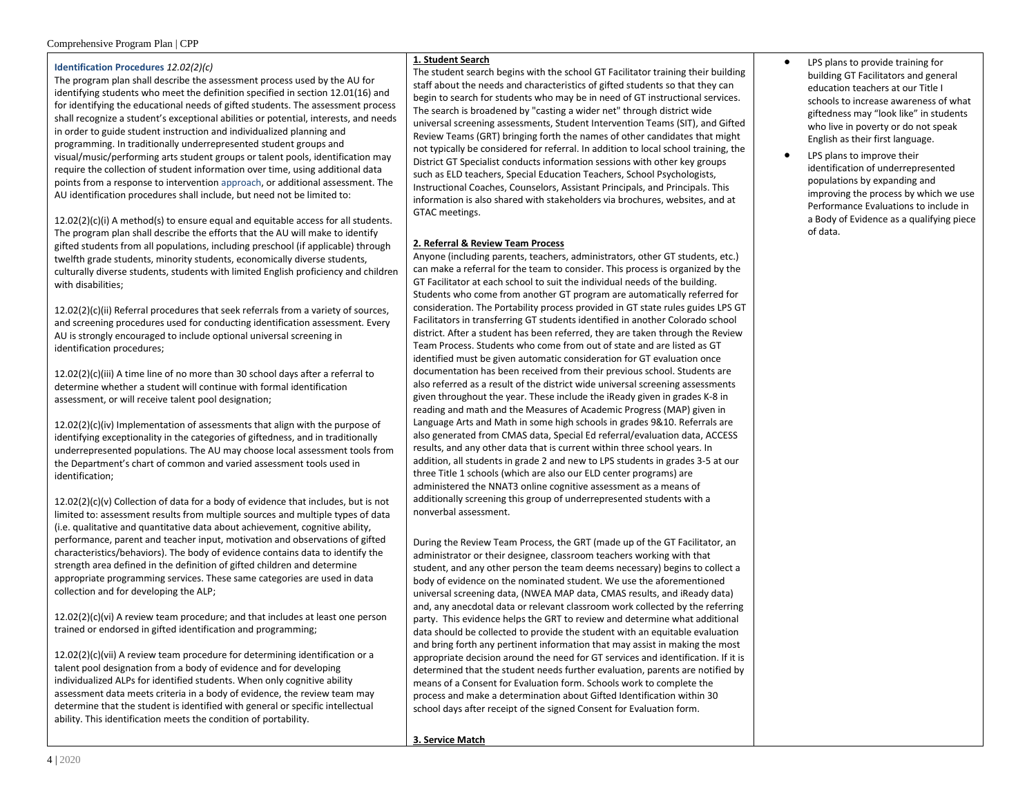**Identification Procedures** *12.02(2)(c)*

The program plan shall describe the assessment process used by the AU for identifying students who meet the definition specified in section 12.01(16) and for identifying the educational needs of gifted students. The assessment process shall recognize a student's exceptional abilities or potential, interests, and needs in order to guide student instruction and individualized planning and programming. In traditionally underrepresented student groups and visual/music/performing arts student groups or talent pools, identification may require the collection of student information over time, using additional data points from a response to intervention approach, or additional assessment. The AU identification procedures shall include, but need not be limited to:

12.02(2)(c)(i) A method(s) to ensure equal and equitable access for all students. The program plan shall describe the efforts that the AU will make to identify gifted students from all populations, including preschool (if applicable) through twelfth grade students, minority students, economically diverse students, culturally diverse students, students with limited English proficiency and children with disabilities;

12.02(2)(c)(ii) Referral procedures that seek referrals from a variety of sources, and screening procedures used for conducting identification assessment. Every AU is strongly encouraged to include optional universal screening in identification procedures;

12.02(2)(c)(iii) A time line of no more than 30 school days after a referral to determine whether a student will continue with formal identification assessment, or will receive talent pool designation;

12.02(2)(c)(iv) Implementation of assessments that align with the purpose of identifying exceptionality in the categories of giftedness, and in traditionally underrepresented populations. The AU may choose local assessment tools from the Department's chart of common and varied assessment tools used in identification;

12.02(2)(c)(v) Collection of data for a body of evidence that includes, but is not limited to: assessment results from multiple sources and multiple types of data (i.e. qualitative and quantitative data about achievement, cognitive ability, performance, parent and teacher input, motivation and observations of gifted characteristics/behaviors). The body of evidence contains data to identify the strength area defined in the definition of gifted children and determine appropriate programming services. These same categories are used in data collection and for developing the ALP;

12.02(2)(c)(vi) A review team procedure; and that includes at least one person trained or endorsed in gifted identification and programming;

12.02(2)(c)(vii) A review team procedure for determining identification or a talent pool designation from a body of evidence and for developing individualized ALPs for identified students. When only cognitive ability assessment data meets criteria in a body of evidence, the review team may determine that the student is identified with general or specific intellectual ability. This identification meets the condition of portability.

**1. Student Search**

The student search begins with the school GT Facilitator training their building staff about the needs and characteristics of gifted students so that they can begin to search for students who may be in need of GT instructional services. The search is broadened by "casting a wider net" through district wide universal screening assessments, Student Intervention Teams (SIT), and Gifted Review Teams (GRT) bringing forth the names of other candidates that might not typically be considered for referral. In addition to local school training, the District GT Specialist conducts information sessions with other key groups such as ELD teachers, Special Education Teachers, School Psychologists, Instructional Coaches, Counselors, Assistant Principals, and Principals. This information is also shared with stakeholders via brochures, websites, and at GTAC meetings.

**2. Referral & Review Team Process**

Anyone (including parents, teachers, administrators, other GT students, etc.) can make a referral for the team to consider. This process is organized by the GT Facilitator at each school to suit the individual needs of the building. Students who come from another GT program are automatically referred for consideration. The Portability process provided in GT state rules guides LPS GT Facilitators in transferring GT students identified in another Colorado school district. After a student has been referred, they are taken through the Review Team Process. Students who come from out of state and are listed as GT identified must be given automatic consideration for GT evaluation once documentation has been received from their previous school. Students are also referred as a result of the district wide universal screening assessments given throughout the year. These include the iReady given in grades K-8 in reading and math and the Measures of Academic Progress (MAP) given in Language Arts and Math in some high schools in grades 9&10. Referrals are also generated from CMAS data, Special Ed referral/evaluation data, ACCESS results, and any other data that is current within three school years. In addition, all students in grade 2 and new to LPS students in grades 3-5 at our three Title 1 schools (which are also our ELD center programs) are administered the NNAT3 online cognitive assessment as a means of additionally screening this group of underrepresented students with a nonverbal assessment.

During the Review Team Process, the GRT (made up of the GT Facilitator, an administrator or their designee, classroom teachers working with that student, and any other person the team deems necessary) begins to collect a body of evidence on the nominated student. We use the aforementioned universal screening data, (NWEA MAP data, CMAS results, and iReady data) and, any anecdotal data or relevant classroom work collected by the referring party. This evidence helps the GRT to review and determine what additional data should be collected to provide the student with an equitable evaluation and bring forth any pertinent information that may assist in making the most appropriate decision around the need for GT services and identification. If it is determined that the student needs further evaluation, parents are notified by means of a Consent for Evaluation form. Schools work to complete the process and make a determination about Gifted Identification within 30 school days after receipt of the signed Consent for Evaluation form.

**3. Service Match**

- LPS plans to provide training for building GT Facilitators and general education teachers at our Title I schools to increase awareness of what giftedness may "look like" in students who live in poverty or do not speak English as their first language.
- LPS plans to improve their identification of underrepresented populations by expanding and improving the process by which we use Performance Evaluations to include in a Body of Evidence as a qualifying piece of data.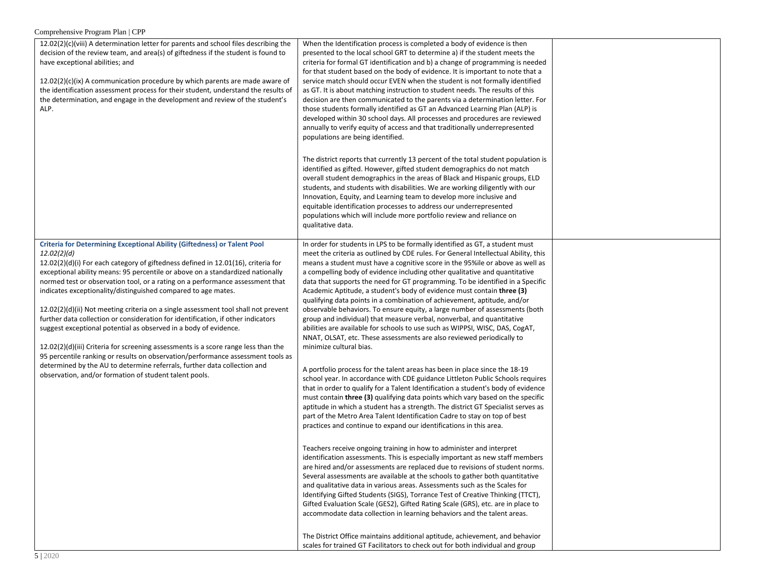| | | |
|---|---|---|
| 12.02(2)(c)(viii) A determination letter for parents and school files describing the decision of the review team, and area(s) of giftedness if the student is found to have exceptional abilities; and<br><br>12.02(2)(c)(ix) A communication procedure by which parents are made aware of the identification assessment process for their student, understand the results of the determination, and engage in the development and review of the student's ALP. | When the Identification process is completed a body of evidence is then presented to the local school GRT to determine a) if the student meets the criteria for formal GT identification and b) a change of programming is needed for that student based on the body of evidence. It is important to note that a service match should occur EVEN when the student is not formally identified as GT. It is about matching instruction to student needs. The results of this decision are then communicated to the parents via a determination letter. For those students formally identified as GT an Advanced Learning Plan (ALP) is developed within 30 school days. All processes and procedures are reviewed annually to verify equity of access and that traditionally underrepresented populations are being identified.<br><br>The district reports that currently 13 percent of the total student population is identified as gifted. However, gifted student demographics do not match overall student demographics in the areas of Black and Hispanic groups, ELD students, and students with disabilities. We are working diligently with our Innovation, Equity, and Learning team to develop more inclusive and equitable identification processes to address our underrepresented populations which will include more portfolio review and reliance on qualitative data. | |
| **Criteria for Determining Exceptional Ability (Giftedness) or Talent Pool**<br>*12.02(2)(d)*<br>12.02(2)(d)(i) For each category of giftedness defined in 12.01(16), criteria for exceptional ability means: 95 percentile or above on a standardized nationally normed test or observation tool, or a rating on a performance assessment that indicates exceptionality/distinguished compared to age mates.<br><br>12.02(2)(d)(ii) Not meeting criteria on a single assessment tool shall not prevent further data collection or consideration for identification, if other indicators suggest exceptional potential as observed in a body of evidence.<br><br>12.02(2)(d)(iii) Criteria for screening assessments is a score range less than the 95 percentile ranking or results on observation/performance assessment tools as determined by the AU to determine referrals, further data collection and observation, and/or formation of student talent pools. | In order for students in LPS to be formally identified as GT, a student must meet the criteria as outlined by CDE rules. For General Intellectual Ability, this means a student must have a cognitive score in the 95%ile or above as well as a compelling body of evidence including other qualitative and quantitative data that supports the need for GT programming. To be identified in a Specific Academic Aptitude, a student's body of evidence must contain **three (3)** qualifying data points in a combination of achievement, aptitude, and/or observable behaviors. To ensure equity, a large number of assessments (both group and individual) that measure verbal, nonverbal, and quantitative abilities are available for schools to use such as WIPPSI, WISC, DAS, CogAT, NNAT, OLSAT, etc. These assessments are also reviewed periodically to minimize cultural bias.<br><br>A portfolio process for the talent areas has been in place since the 18-19 school year. In accordance with CDE guidance Littleton Public Schools requires that in order to qualify for a Talent Identification a student's body of evidence must contain **three (3)** qualifying data points which vary based on the specific aptitude in which a student has a strength. The district GT Specialist serves as part of the Metro Area Talent Identification Cadre to stay on top of best practices and continue to expand our identifications in this area.<br><br>Teachers receive ongoing training in how to administer and interpret identification assessments. This is especially important as new staff members are hired and/or assessments are replaced due to revisions of student norms. Several assessments are available at the schools to gather both quantitative and qualitative data in various areas. Assessments such as the Scales for Identifying Gifted Students (SIGS), Torrance Test of Creative Thinking (TTCT), Gifted Evaluation Scale (GES2), Gifted Rating Scale (GRS), etc. are in place to accommodate data collection in learning behaviors and the talent areas.<br><br>The District Office maintains additional aptitude, achievement, and behavior scales for trained GT Facilitators to check out for both individual and group | |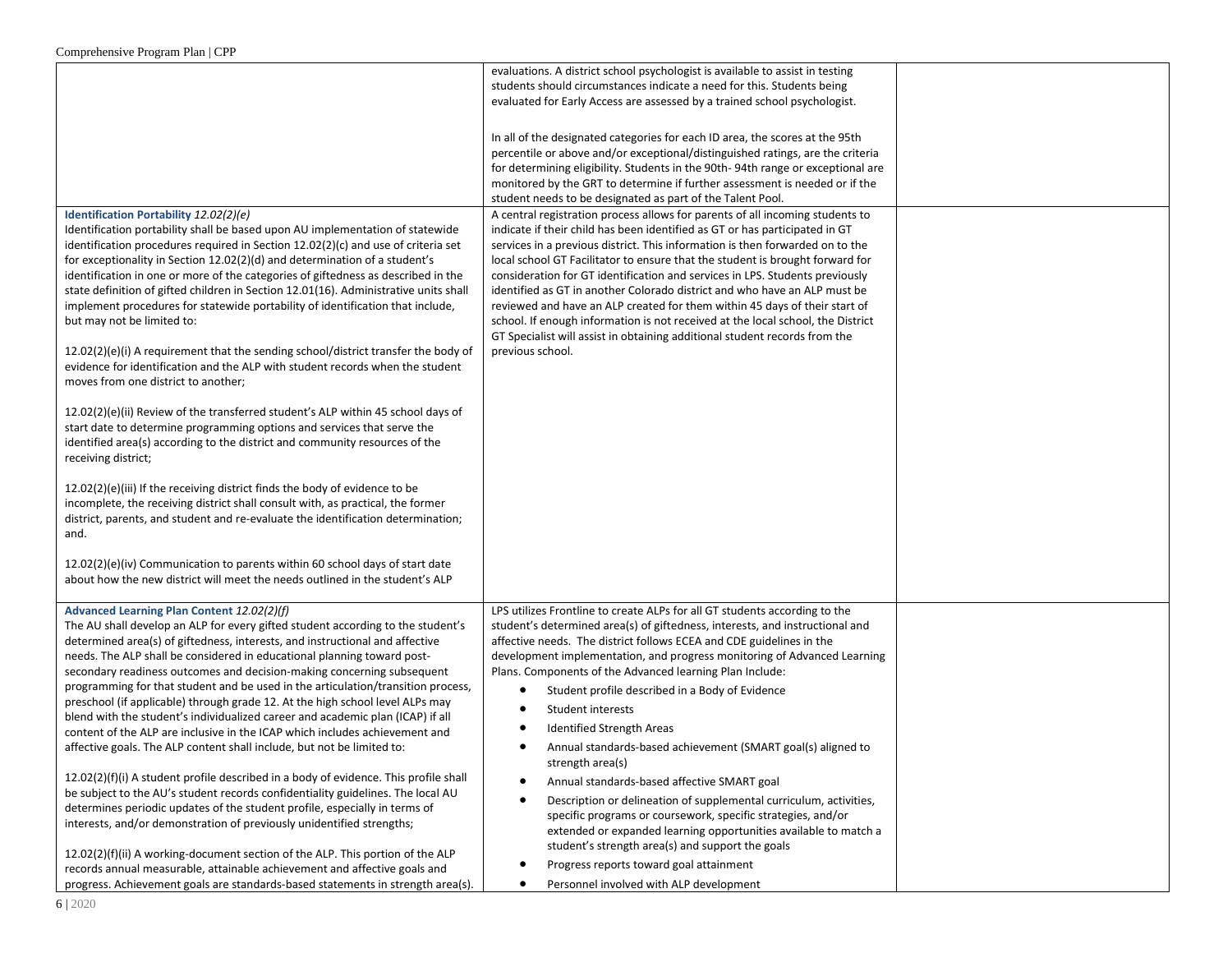| | | |
|---|---|---|
| | evaluations. A district school psychologist is available to assist in testing students should circumstances indicate a need for this. Students being evaluated for Early Access are assessed by a trained school psychologist.<br><br>In all of the designated categories for each ID area, the scores at the 95th percentile or above and/or exceptional/distinguished ratings, are the criteria for determining eligibility. Students in the 90th- 94th range or exceptional are monitored by the GRT to determine if further assessment is needed or if the student needs to be designated as part of the Talent Pool. | |
| **Identification Portability** *12.02(2)(e)*<br>Identification portability shall be based upon AU implementation of statewide identification procedures required in Section 12.02(2)(c) and use of criteria set for exceptionality in Section 12.02(2)(d) and determination of a student's identification in one or more of the categories of giftedness as described in the state definition of gifted children in Section 12.01(16). Administrative units shall implement procedures for statewide portability of identification that include, but may not be limited to:<br><br>12.02(2)(e)(i) A requirement that the sending school/district transfer the body of evidence for identification and the ALP with student records when the student moves from one district to another;<br><br>12.02(2)(e)(ii) Review of the transferred student's ALP within 45 school days of start date to determine programming options and services that serve the identified area(s) according to the district and community resources of the receiving district;<br><br>12.02(2)(e)(iii) If the receiving district finds the body of evidence to be incomplete, the receiving district shall consult with, as practical, the former district, parents, and student and re-evaluate the identification determination; and.<br><br>12.02(2)(e)(iv) Communication to parents within 60 school days of start date about how the new district will meet the needs outlined in the student's ALP | A central registration process allows for parents of all incoming students to indicate if their child has been identified as GT or has participated in GT services in a previous district. This information is then forwarded on to the local school GT Facilitator to ensure that the student is brought forward for consideration for GT identification and services in LPS. Students previously identified as GT in another Colorado district and who have an ALP must be reviewed and have an ALP created for them within 45 days of their start of school. If enough information is not received at the local school, the District GT Specialist will assist in obtaining additional student records from the previous school. | |
| **Advanced Learning Plan Content** *12.02(2)(f)*<br>The AU shall develop an ALP for every gifted student according to the student's determined area(s) of giftedness, interests, and instructional and affective needs. The ALP shall be considered in educational planning toward post-secondary readiness outcomes and decision-making concerning subsequent programming for that student and be used in the articulation/transition process, preschool (if applicable) through grade 12. At the high school level ALPs may blend with the student's individualized career and academic plan (ICAP) if all content of the ALP are inclusive in the ICAP which includes achievement and affective goals. The ALP content shall include, but not be limited to:<br><br>12.02(2)(f)(i) A student profile described in a body of evidence. This profile shall be subject to the AU's student records confidentiality guidelines. The local AU determines periodic updates of the student profile, especially in terms of interests, and/or demonstration of previously unidentified strengths;<br><br>12.02(2)(f)(ii) A working-document section of the ALP. This portion of the ALP records annual measurable, attainable achievement and affective goals and progress. Achievement goals are standards-based statements in strength area(s). | LPS utilizes Frontline to create ALPs for all GT students according to the student's determined area(s) of giftedness, interests, and instructional and affective needs. The district follows ECEA and CDE guidelines in the development implementation, and progress monitoring of Advanced Learning Plans. Components of the Advanced learning Plan Include:<br>• Student profile described in a Body of Evidence<br>• Student interests<br>• Identified Strength Areas<br>• Annual standards-based achievement (SMART goal(s) aligned to strength area(s)<br>• Annual standards-based affective SMART goal<br>• Description or delineation of supplemental curriculum, activities, specific programs or coursework, specific strategies, and/or extended or expanded learning opportunities available to match a student's strength area(s) and support the goals<br>• Progress reports toward goal attainment<br>• Personnel involved with ALP development | |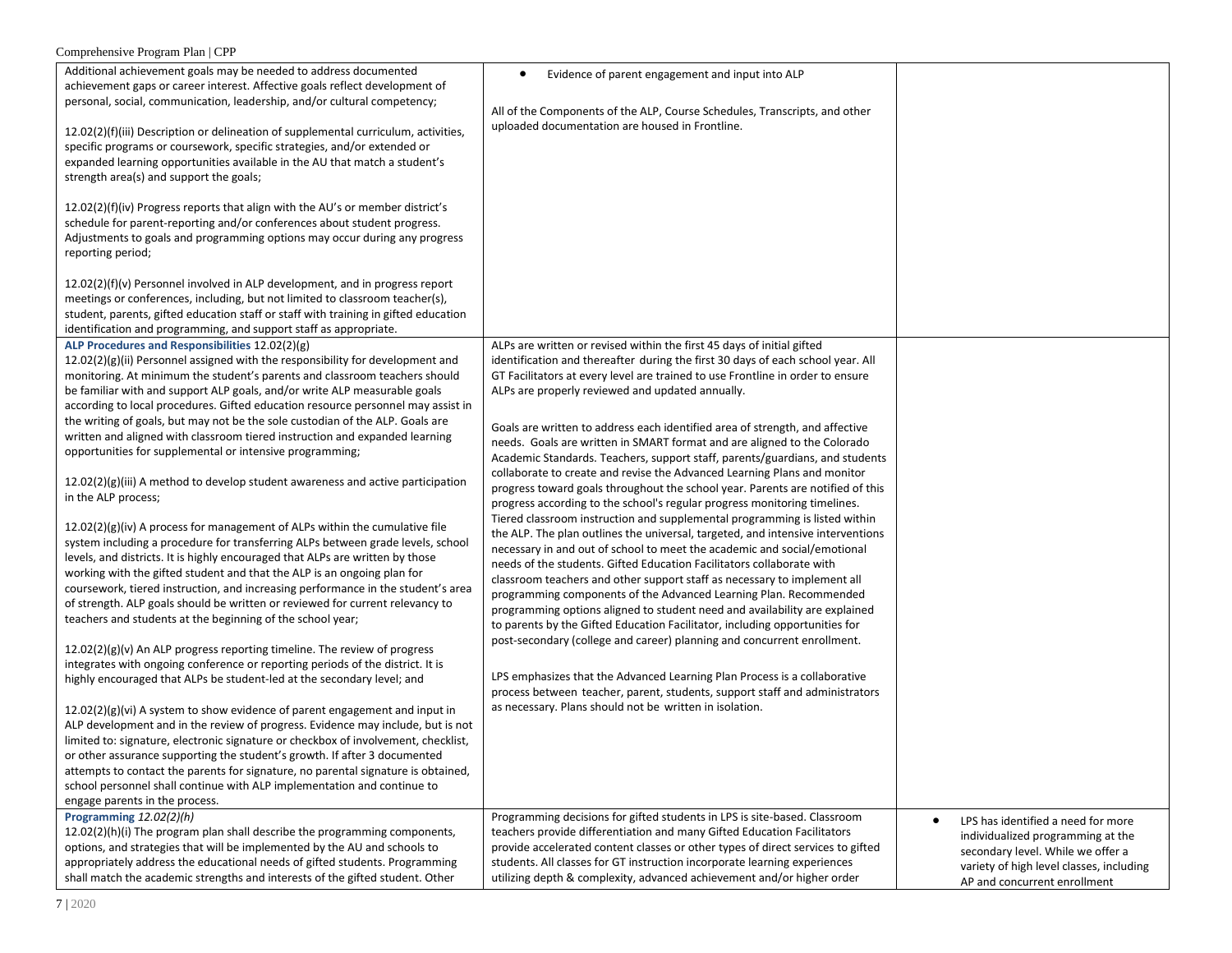| | | |
|---|---|---|
| Additional achievement goals may be needed to address documented achievement gaps or career interest. Affective goals reflect development of personal, social, communication, leadership, and/or cultural competency;<br><br>12.02(2)(f)(iii) Description or delineation of supplemental curriculum, activities, specific programs or coursework, specific strategies, and/or extended or expanded learning opportunities available in the AU that match a student's strength area(s) and support the goals;<br><br>12.02(2)(f)(iv) Progress reports that align with the AU's or member district's schedule for parent-reporting and/or conferences about student progress. Adjustments to goals and programming options may occur during any progress reporting period;<br><br>12.02(2)(f)(v) Personnel involved in ALP development, and in progress report meetings or conferences, including, but not limited to classroom teacher(s), student, parents, gifted education staff or staff with training in gifted education identification and programming, and support staff as appropriate. | • Evidence of parent engagement and input into ALP<br><br>All of the Components of the ALP, Course Schedules, Transcripts, and other uploaded documentation are housed in Frontline. | |
| **ALP Procedures and Responsibilities** 12.02(2)(g)<br>12.02(2)(g)(ii) Personnel assigned with the responsibility for development and monitoring. At minimum the student's parents and classroom teachers should be familiar with and support ALP goals, and/or write ALP measurable goals according to local procedures. Gifted education resource personnel may assist in the writing of goals, but may not be the sole custodian of the ALP. Goals are written and aligned with classroom tiered instruction and expanded learning opportunities for supplemental or intensive programming;<br><br>12.02(2)(g)(iii) A method to develop student awareness and active participation in the ALP process;<br><br>12.02(2)(g)(iv) A process for management of ALPs within the cumulative file system including a procedure for transferring ALPs between grade levels, school levels, and districts. It is highly encouraged that ALPs are written by those working with the gifted student and that the ALP is an ongoing plan for coursework, tiered instruction, and increasing performance in the student's area of strength. ALP goals should be written or reviewed for current relevancy to teachers and students at the beginning of the school year;<br><br>12.02(2)(g)(v) An ALP progress reporting timeline. The review of progress integrates with ongoing conference or reporting periods of the district. It is highly encouraged that ALPs be student-led at the secondary level; and<br><br>12.02(2)(g)(vi) A system to show evidence of parent engagement and input in ALP development and in the review of progress. Evidence may include, but is not limited to: signature, electronic signature or checkbox of involvement, checklist, or other assurance supporting the student's growth. If after 3 documented attempts to contact the parents for signature, no parental signature is obtained, school personnel shall continue with ALP implementation and continue to engage parents in the process. | ALPs are written or revised within the first 45 days of initial gifted identification and thereafter during the first 30 days of each school year. All GT Facilitators at every level are trained to use Frontline in order to ensure ALPs are properly reviewed and updated annually.<br><br>Goals are written to address each identified area of strength, and affective needs. Goals are written in SMART format and are aligned to the Colorado Academic Standards. Teachers, support staff, parents/guardians, and students collaborate to create and revise the Advanced Learning Plans and monitor progress toward goals throughout the school year. Parents are notified of this progress according to the school's regular progress monitoring timelines. Tiered classroom instruction and supplemental programming is listed within the ALP. The plan outlines the universal, targeted, and intensive interventions necessary in and out of school to meet the academic and social/emotional needs of the students. Gifted Education Facilitators collaborate with classroom teachers and other support staff as necessary to implement all programming components of the Advanced Learning Plan. Recommended programming options aligned to student need and availability are explained to parents by the Gifted Education Facilitator, including opportunities for post-secondary (college and career) planning and concurrent enrollment.<br><br>LPS emphasizes that the Advanced Learning Plan Process is a collaborative process between teacher, parent, students, support staff and administrators as necessary. Plans should not be written in isolation. | |
| **Programming** *12.02(2)(h)*<br>12.02(2)(h)(i) The program plan shall describe the programming components, options, and strategies that will be implemented by the AU and schools to appropriately address the educational needs of gifted students. Programming shall match the academic strengths and interests of the gifted student. Other | Programming decisions for gifted students in LPS is site-based. Classroom teachers provide differentiation and many Gifted Education Facilitators provide accelerated content classes or other types of direct services to gifted students. All classes for GT instruction incorporate learning experiences utilizing depth & complexity, advanced achievement and/or higher order | • LPS has identified a need for more individualized programming at the secondary level. While we offer a variety of high level classes, including AP and concurrent enrollment |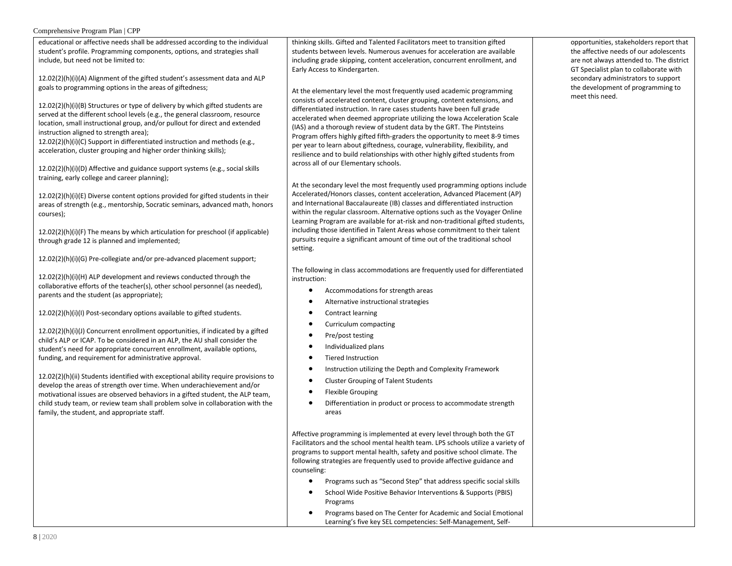| | | |
|---|---|---|
| educational or affective needs shall be addressed according to the individual student's profile. Programming components, options, and strategies shall include, but need not be limited to:<br><br>12.02(2)(h)(i)(A) Alignment of the gifted student's assessment data and ALP goals to programming options in the areas of giftedness;<br><br>12.02(2)(h)(i)(B) Structures or type of delivery by which gifted students are served at the different school levels (e.g., the general classroom, resource location, small instructional group, and/or pullout for direct and extended instruction aligned to strength area);<br>12.02(2)(h)(i)(C) Support in differentiated instruction and methods (e.g., acceleration, cluster grouping and higher order thinking skills);<br><br>12.02(2)(h)(i)(D) Affective and guidance support systems (e.g., social skills training, early college and career planning);<br><br>12.02(2)(h)(i)(E) Diverse content options provided for gifted students in their areas of strength (e.g., mentorship, Socratic seminars, advanced math, honors courses);<br><br>12.02(2)(h)(i)(F) The means by which articulation for preschool (if applicable) through grade 12 is planned and implemented;<br><br>12.02(2)(h)(i)(G) Pre-collegiate and/or pre-advanced placement support;<br><br>12.02(2)(h)(i)(H) ALP development and reviews conducted through the collaborative efforts of the teacher(s), other school personnel (as needed), parents and the student (as appropriate);<br><br>12.02(2)(h)(i)(I) Post-secondary options available to gifted students.<br><br>12.02(2)(h)(i)(J) Concurrent enrollment opportunities, if indicated by a gifted child's ALP or ICAP. To be considered in an ALP, the AU shall consider the student's need for appropriate concurrent enrollment, available options, funding, and requirement for administrative approval.<br><br>12.02(2)(h)(ii) Students identified with exceptional ability require provisions to develop the areas of strength over time. When underachievement and/or motivational issues are observed behaviors in a gifted student, the ALP team, child study team, or review team shall problem solve in collaboration with the family, the student, and appropriate staff. | thinking skills. Gifted and Talented Facilitators meet to transition gifted students between levels. Numerous avenues for acceleration are available including grade skipping, content acceleration, concurrent enrollment, and Early Access to Kindergarten.<br><br>At the elementary level the most frequently used academic programming consists of accelerated content, cluster grouping, content extensions, and differentiated instruction. In rare cases students have been full grade accelerated when deemed appropriate utilizing the Iowa Acceleration Scale (IAS) and a thorough review of student data by the GRT. The Pintsteins Program offers highly gifted fifth-graders the opportunity to meet 8-9 times per year to learn about giftedness, courage, vulnerability, flexibility, and resilience and to build relationships with other highly gifted students from across all of our Elementary schools.<br><br>At the secondary level the most frequently used programming options include Accelerated/Honors classes, content acceleration, Advanced Placement (AP) and International Baccalaureate (IB) classes and differentiated instruction within the regular classroom. Alternative options such as the Voyager Online Learning Program are available for at-risk and non-traditional gifted students, including those identified in Talent Areas whose commitment to their talent pursuits require a significant amount of time out of the traditional school setting.<br><br>The following in class accommodations are frequently used for differentiated instruction:<br>• Accommodations for strength areas<br>• Alternative instructional strategies<br>• Contract learning<br>• Curriculum compacting<br>• Pre/post testing<br>• Individualized plans<br>• Tiered Instruction<br>• Instruction utilizing the Depth and Complexity Framework<br>• Cluster Grouping of Talent Students<br>• Flexible Grouping<br>• Differentiation in product or process to accommodate strength areas<br><br>Affective programming is implemented at every level through both the GT Facilitators and the school mental health team. LPS schools utilize a variety of programs to support mental health, safety and positive school climate. The following strategies are frequently used to provide affective guidance and counseling:<br>• Programs such as "Second Step" that address specific social skills<br>• School Wide Positive Behavior Interventions & Supports (PBIS) Programs<br>• Programs based on The Center for Academic and Social Emotional Learning's five key SEL competencies: Self-Management, Self- | | opportunities, stakeholders report that the affective needs of our adolescents are not always attended to. The district GT Specialist plan to collaborate with secondary administrators to support the development of programming to meet this need. |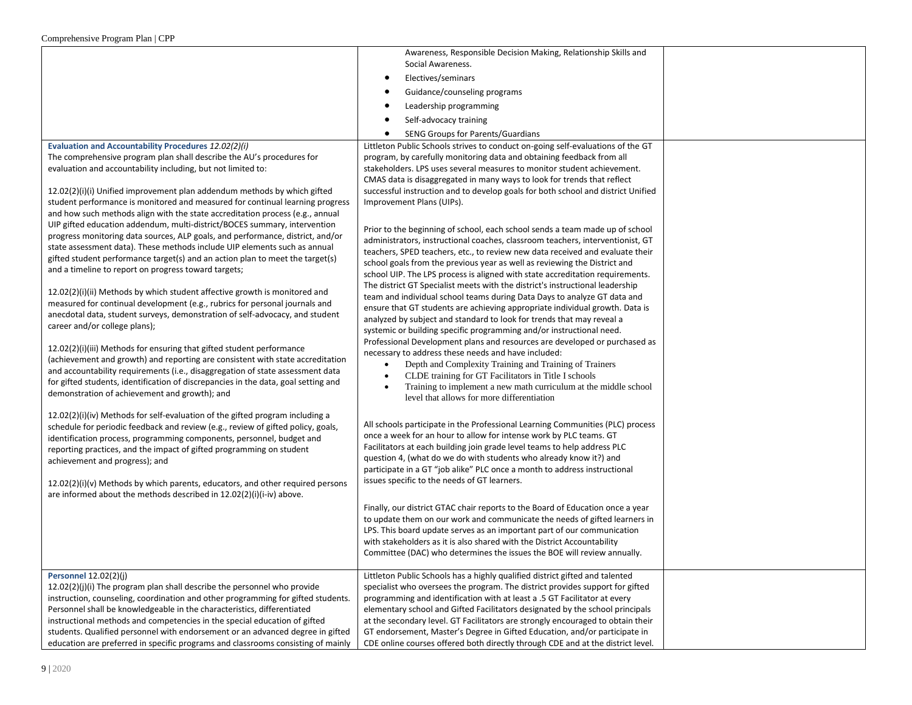| | | |
|---|---|---|
| | Awareness, Responsible Decision Making, Relationship Skills and Social Awareness.<br>• Electives/seminars<br>• Guidance/counseling programs<br>• Leadership programming<br>• Self-advocacy training<br>• SENG Groups for Parents/Guardians | |
| **Evaluation and Accountability Procedures** *12.02(2)(i)*<br>The comprehensive program plan shall describe the AU's procedures for evaluation and accountability including, but not limited to:<br><br>12.02(2)(i)(i) Unified improvement plan addendum methods by which gifted student performance is monitored and measured for continual learning progress and how such methods align with the state accreditation process (e.g., annual UIP gifted education addendum, multi-district/BOCES summary, intervention progress monitoring data sources, ALP goals, and performance, district, and/or state assessment data). These methods include UIP elements such as annual gifted student performance target(s) and an action plan to meet the target(s) and a timeline to report on progress toward targets;<br><br>12.02(2)(i)(ii) Methods by which student affective growth is monitored and measured for continual development (e.g., rubrics for personal journals and anecdotal data, student surveys, demonstration of self-advocacy, and student career and/or college plans);<br><br>12.02(2)(i)(iii) Methods for ensuring that gifted student performance (achievement and growth) and reporting are consistent with state accreditation and accountability requirements (i.e., disaggregation of state assessment data for gifted students, identification of discrepancies in the data, goal setting and demonstration of achievement and growth); and<br><br>12.02(2)(i)(iv) Methods for self-evaluation of the gifted program including a schedule for periodic feedback and review (e.g., review of gifted policy, goals, identification process, programming components, personnel, budget and reporting practices, and the impact of gifted programming on student achievement and progress); and<br><br>12.02(2)(i)(v) Methods by which parents, educators, and other required persons are informed about the methods described in 12.02(2)(i)(i-iv) above. | Littleton Public Schools strives to conduct on-going self-evaluations of the GT program, by carefully monitoring data and obtaining feedback from all stakeholders. LPS uses several measures to monitor student achievement. CMAS data is disaggregated in many ways to look for trends that reflect successful instruction and to develop goals for both school and district Unified Improvement Plans (UIPs).<br><br>Prior to the beginning of school, each school sends a team made up of school administrators, instructional coaches, classroom teachers, interventionist, GT teachers, SPED teachers, etc., to review new data received and evaluate their school goals from the previous year as well as reviewing the District and school UIP. The LPS process is aligned with state accreditation requirements. The district GT Specialist meets with the district's instructional leadership team and individual school teams during Data Days to analyze GT data and ensure that GT students are achieving appropriate individual growth. Data is analyzed by subject and standard to look for trends that may reveal a systemic or building specific programming and/or instructional need. Professional Development plans and resources are developed or purchased as necessary to address these needs and have included:<br>• Depth and Complexity Training and Training of Trainers<br>• CLDE training for GT Facilitators in Title I schools<br>• Training to implement a new math curriculum at the middle school level that allows for more differentiation<br><br>All schools participate in the Professional Learning Communities (PLC) process once a week for an hour to allow for intense work by PLC teams. GT Facilitators at each building join grade level teams to help address PLC question 4, (what do we do with students who already know it?) and participate in a GT "job alike" PLC once a month to address instructional issues specific to the needs of GT learners.<br><br>Finally, our district GTAC chair reports to the Board of Education once a year to update them on our work and communicate the needs of gifted learners in LPS. This board update serves as an important part of our communication with stakeholders as it is also shared with the District Accountability Committee (DAC) who determines the issues the BOE will review annually. | |
| **Personnel** 12.02(2)(j)<br>12.02(2)(j)(i) The program plan shall describe the personnel who provide instruction, counseling, coordination and other programming for gifted students. Personnel shall be knowledgeable in the characteristics, differentiated instructional methods and competencies in the special education of gifted students. Qualified personnel with endorsement or an advanced degree in gifted education are preferred in specific programs and classrooms consisting of mainly | Littleton Public Schools has a highly qualified district gifted and talented specialist who oversees the program. The district provides support for gifted programming and identification with at least a .5 GT Facilitator at every elementary school and Gifted Facilitators designated by the school principals at the secondary level. GT Facilitators are strongly encouraged to obtain their GT endorsement, Master's Degree in Gifted Education, and/or participate in CDE online courses offered both directly through CDE and at the district level. | |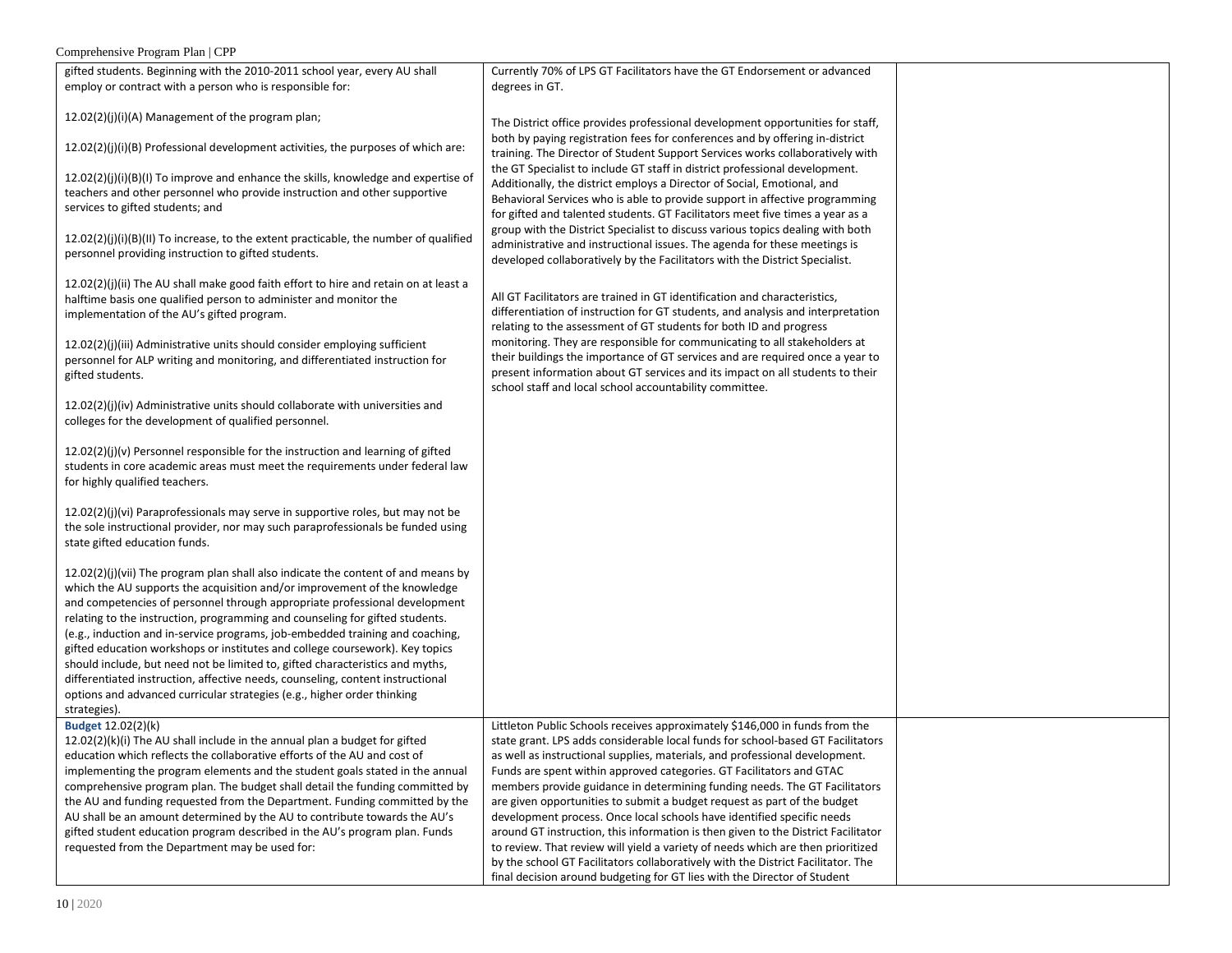| | | |
|---|---|---|
| gifted students. Beginning with the 2010-2011 school year, every AU shall employ or contract with a person who is responsible for:<br><br>12.02(2)(j)(i)(A) Management of the program plan;<br><br>12.02(2)(j)(i)(B) Professional development activities, the purposes of which are:<br><br>12.02(2)(j)(i)(B)(I) To improve and enhance the skills, knowledge and expertise of teachers and other personnel who provide instruction and other supportive services to gifted students; and<br><br>12.02(2)(j)(i)(B)(II) To increase, to the extent practicable, the number of qualified personnel providing instruction to gifted students.<br><br>12.02(2)(j)(ii) The AU shall make good faith effort to hire and retain on at least a halftime basis one qualified person to administer and monitor the implementation of the AU's gifted program.<br><br>12.02(2)(j)(iii) Administrative units should consider employing sufficient personnel for ALP writing and monitoring, and differentiated instruction for gifted students.<br><br>12.02(2)(j)(iv) Administrative units should collaborate with universities and colleges for the development of qualified personnel.<br><br>12.02(2)(j)(v) Personnel responsible for the instruction and learning of gifted students in core academic areas must meet the requirements under federal law for highly qualified teachers.<br><br>12.02(2)(j)(vi) Paraprofessionals may serve in supportive roles, but may not be the sole instructional provider, nor may such paraprofessionals be funded using state gifted education funds.<br><br>12.02(2)(j)(vii) The program plan shall also indicate the content of and means by which the AU supports the acquisition and/or improvement of the knowledge and competencies of personnel through appropriate professional development relating to the instruction, programming and counseling for gifted students. (e.g., induction and in-service programs, job-embedded training and coaching, gifted education workshops or institutes and college coursework). Key topics should include, but need not be limited to, gifted characteristics and myths, differentiated instruction, affective needs, counseling, content instructional options and advanced curricular strategies (e.g., higher order thinking strategies). | Currently 70% of LPS GT Facilitators have the GT Endorsement or advanced degrees in GT.<br><br>The District office provides professional development opportunities for staff, both by paying registration fees for conferences and by offering in-district training. The Director of Student Support Services works collaboratively with the GT Specialist to include GT staff in district professional development. Additionally, the district employs a Director of Social, Emotional, and Behavioral Services who is able to provide support in affective programming for gifted and talented students. GT Facilitators meet five times a year as a group with the District Specialist to discuss various topics dealing with both administrative and instructional issues. The agenda for these meetings is developed collaboratively by the Facilitators with the District Specialist.<br><br>All GT Facilitators are trained in GT identification and characteristics, differentiation of instruction for GT students, and analysis and interpretation relating to the assessment of GT students for both ID and progress monitoring. They are responsible for communicating to all stakeholders at their buildings the importance of GT services and are required once a year to present information about GT services and its impact on all students to their school staff and local school accountability committee. | |
| **Budget** 12.02(2)(k)<br>12.02(2)(k)(i) The AU shall include in the annual plan a budget for gifted education which reflects the collaborative efforts of the AU and cost of implementing the program elements and the student goals stated in the annual comprehensive program plan. The budget shall detail the funding committed by the AU and funding requested from the Department. Funding committed by the AU shall be an amount determined by the AU to contribute towards the AU's gifted student education program described in the AU's program plan. Funds requested from the Department may be used for: | Littleton Public Schools receives approximately $146,000 in funds from the state grant. LPS adds considerable local funds for school-based GT Facilitators as well as instructional supplies, materials, and professional development. Funds are spent within approved categories. GT Facilitators and GTAC members provide guidance in determining funding needs. The GT Facilitators are given opportunities to submit a budget request as part of the budget development process. Once local schools have identified specific needs around GT instruction, this information is then given to the District Facilitator to review. That review will yield a variety of needs which are then prioritized by the school GT Facilitators collaboratively with the District Facilitator. The final decision around budgeting for GT lies with the Director of Student | |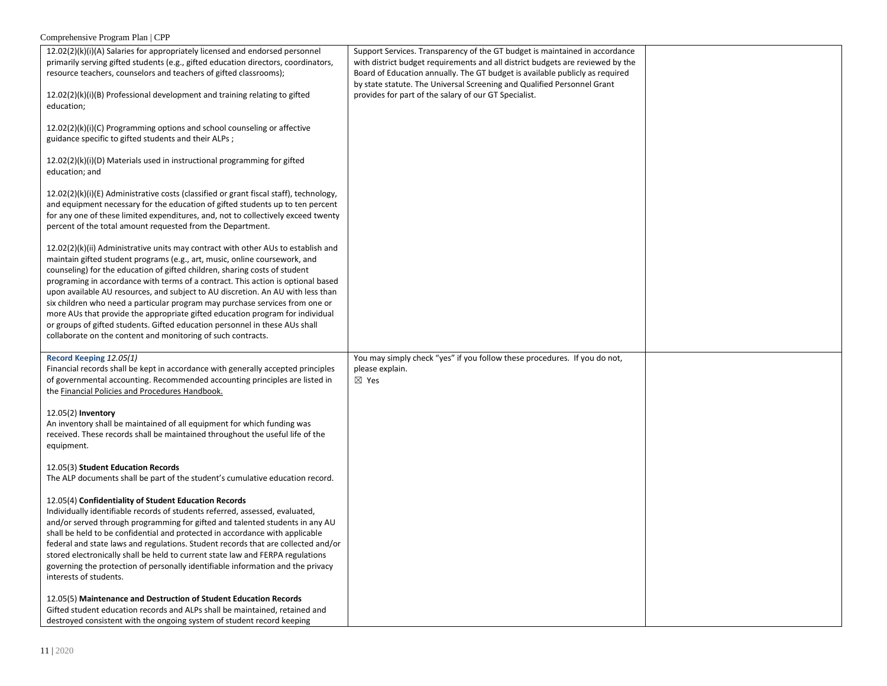| | | |
|---|---|---|
| 12.02(2)(k)(i)(A) Salaries for appropriately licensed and endorsed personnel primarily serving gifted students (e.g., gifted education directors, coordinators, resource teachers, counselors and teachers of gifted classrooms);<br><br>12.02(2)(k)(i)(B) Professional development and training relating to gifted education;<br><br>12.02(2)(k)(i)(C) Programming options and school counseling or affective guidance specific to gifted students and their ALPs ;<br><br>12.02(2)(k)(i)(D) Materials used in instructional programming for gifted education; and<br><br>12.02(2)(k)(i)(E) Administrative costs (classified or grant fiscal staff), technology, and equipment necessary for the education of gifted students up to ten percent for any one of these limited expenditures, and, not to collectively exceed twenty percent of the total amount requested from the Department.<br><br>12.02(2)(k)(ii) Administrative units may contract with other AUs to establish and maintain gifted student programs (e.g., art, music, online coursework, and counseling) for the education of gifted children, sharing costs of student programing in accordance with terms of a contract. This action is optional based upon available AU resources, and subject to AU discretion. An AU with less than six children who need a particular program may purchase services from one or more AUs that provide the appropriate gifted education program for individual or groups of gifted students. Gifted education personnel in these AUs shall collaborate on the content and monitoring of such contracts. | Support Services. Transparency of the GT budget is maintained in accordance with district budget requirements and all district budgets are reviewed by the Board of Education annually. The GT budget is available publicly as required by state statute. The Universal Screening and Qualified Personnel Grant provides for part of the salary of our GT Specialist. | |
| **Record Keeping** *12.05(1)*<br>Financial records shall be kept in accordance with generally accepted principles of governmental accounting. Recommended accounting principles are listed in the Financial Policies and Procedures Handbook.<br><br>12.05(2) **Inventory**<br>An inventory shall be maintained of all equipment for which funding was received. These records shall be maintained throughout the useful life of the equipment.<br><br>12.05(3) **Student Education Records**<br>The ALP documents shall be part of the student's cumulative education record.<br><br>12.05(4) **Confidentiality of Student Education Records**<br>Individually identifiable records of students referred, assessed, evaluated, and/or served through programming for gifted and talented students in any AU shall be held to be confidential and protected in accordance with applicable federal and state laws and regulations. Student records that are collected and/or stored electronically shall be held to current state law and FERPA regulations governing the protection of personally identifiable information and the privacy interests of students.<br><br>12.05(5) **Maintenance and Destruction of Student Education Records**<br>Gifted student education records and ALPs shall be maintained, retained and destroyed consistent with the ongoing system of student record keeping | You may simply check "yes" if you follow these procedures. If you do not, please explain.<br>☒ Yes | |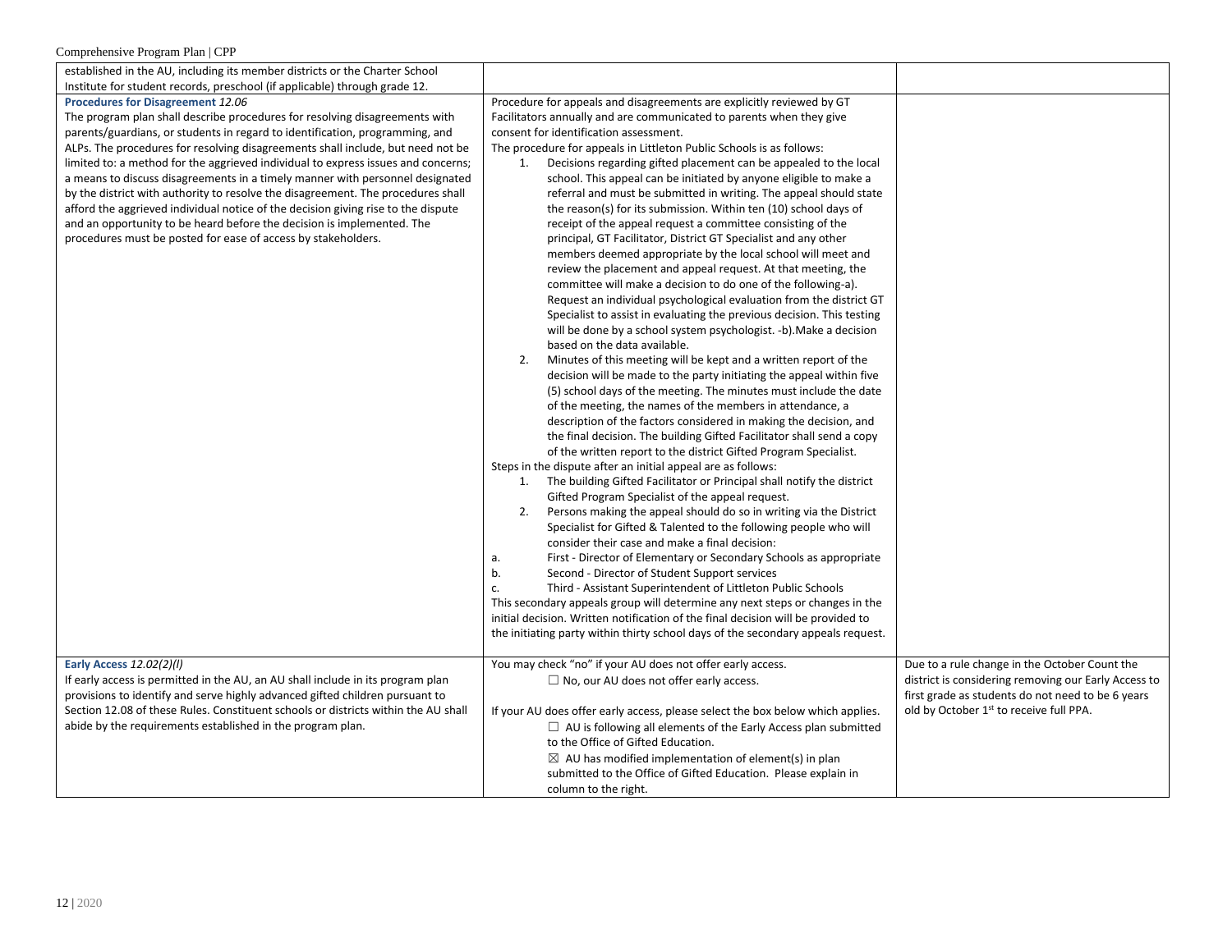| | | |
|---|---|---|
| established in the AU, including its member districts or the Charter School Institute for student records, preschool (if applicable) through grade 12. | | |
| **Procedures for Disagreement** *12.06*<br>The program plan shall describe procedures for resolving disagreements with parents/guardians, or students in regard to identification, programming, and ALPs. The procedures for resolving disagreements shall include, but need not be limited to: a method for the aggrieved individual to express issues and concerns; a means to discuss disagreements in a timely manner with personnel designated by the district with authority to resolve the disagreement. The procedures shall afford the aggrieved individual notice of the decision giving rise to the dispute and an opportunity to be heard before the decision is implemented. The procedures must be posted for ease of access by stakeholders. | Procedure for appeals and disagreements are explicitly reviewed by GT Facilitators annually and are communicated to parents when they give consent for identification assessment.<br>The procedure for appeals in Littleton Public Schools is as follows:<br>1. Decisions regarding gifted placement can be appealed to the local school. This appeal can be initiated by anyone eligible to make a referral and must be submitted in writing. The appeal should state the reason(s) for its submission. Within ten (10) school days of receipt of the appeal request a committee consisting of the principal, GT Facilitator, District GT Specialist and any other members deemed appropriate by the local school will meet and review the placement and appeal request. At that meeting, the committee will make a decision to do one of the following-a). Request an individual psychological evaluation from the district GT Specialist to assist in evaluating the previous decision. This testing will be done by a school system psychologist. -b).Make a decision based on the data available.<br>2. Minutes of this meeting will be kept and a written report of the decision will be made to the party initiating the appeal within five (5) school days of the meeting. The minutes must include the date of the meeting, the names of the members in attendance, a description of the factors considered in making the decision, and the final decision. The building Gifted Facilitator shall send a copy of the written report to the district Gifted Program Specialist.<br>Steps in the dispute after an initial appeal are as follows:<br>1. The building Gifted Facilitator or Principal shall notify the district Gifted Program Specialist of the appeal request.<br>2. Persons making the appeal should do so in writing via the District Specialist for Gifted & Talented to the following people who will consider their case and make a final decision:<br>a. First - Director of Elementary or Secondary Schools as appropriate<br>b. Second - Director of Student Support services<br>c. Third - Assistant Superintendent of Littleton Public Schools<br>This secondary appeals group will determine any next steps or changes in the initial decision. Written notification of the final decision will be provided to the initiating party within thirty school days of the secondary appeals request. | |
| **Early Access** *12.02(2)(l)*<br>If early access is permitted in the AU, an AU shall include in its program plan provisions to identify and serve highly advanced gifted children pursuant to Section 12.08 of these Rules. Constituent schools or districts within the AU shall abide by the requirements established in the program plan. | You may check "no" if your AU does not offer early access.<br>☐ No, our AU does not offer early access.<br><br>If your AU does offer early access, please select the box below which applies.<br>☐ AU is following all elements of the Early Access plan submitted to the Office of Gifted Education.<br>☒ AU has modified implementation of element(s) in plan submitted to the Office of Gifted Education. Please explain in column to the right. | Due to a rule change in the October Count the district is considering removing our Early Access to first grade as students do not need to be 6 years old by October 1st to receive full PPA. |